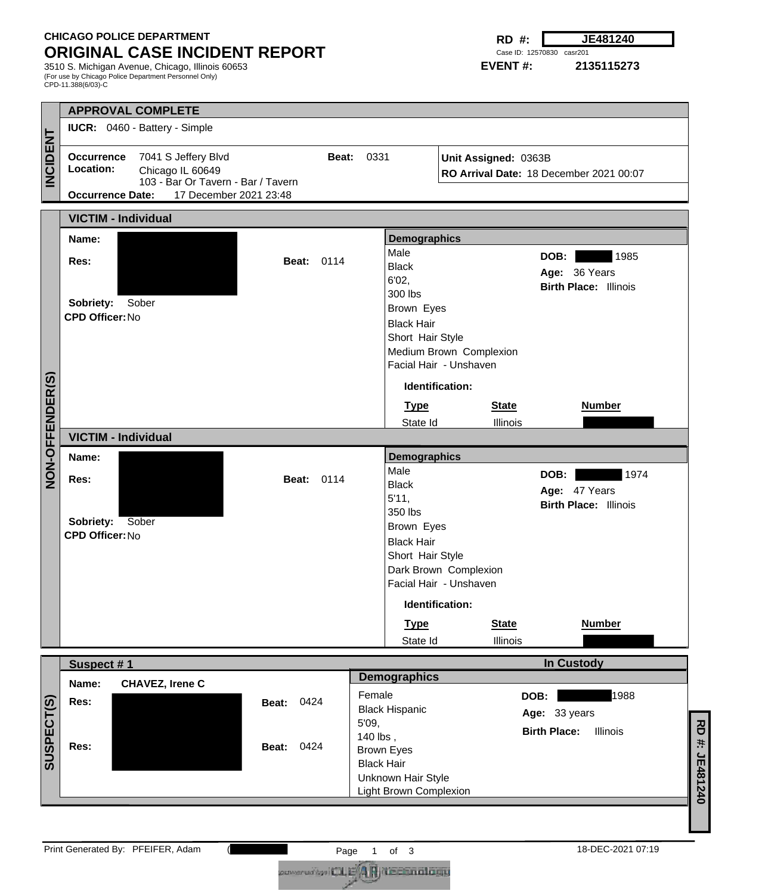**CHICAGO POLICE DEPARTMENT**
# ORIGINAL CASE INCIDENT REPORT

3510 S. Michigan Avenue, Chicago, Illinois 60653
(For use by Chicago Police Department Personnel Only)
CPD-11.388(6/03)-C

**RD #:** JE481240
Case ID: 12570830 casr201
**EVENT #:** 2135115273

## INCIDENT

**APPROVAL COMPLETE**

**IUCR:** 0460 - Battery - Simple

**Occurrence Location:** 7041 S Jeffery Blvd
Chicago IL 60649
103 - Bar Or Tavern - Bar / Tavern

**Beat:** 0331

**Unit Assigned:** 0363B

**RO Arrival Date:** 18 December 2021 00:07

**Occurrence Date:** 17 December 2021 23:48

## NON-OFFENDER(S)

### VICTIM - Individual

**Name:** [REDACTED]

**Res:** [REDACTED]

**Beat:** 0114

**Sobriety:** Sober

**CPD Officer:** No

**Demographics**

Male
Black
6'02,
300 lbs
Brown Eyes
Black Hair
Short Hair Style
Medium Brown Complexion
Facial Hair - Unshaven

**DOB:** [REDACTED] 1985
**Age:** 36 Years
**Birth Place:** Illinois

**Identification:**

| Type | State | Number |
|---|---|---|
| State Id | Illinois | [REDACTED] |

### VICTIM - Individual

**Name:** [REDACTED]

**Res:** [REDACTED]

**Beat:** 0114

**Sobriety:** Sober

**CPD Officer:** No

**Demographics**

Male
Black
5'11,
350 lbs
Brown Eyes
Black Hair
Short Hair Style
Dark Brown Complexion
Facial Hair - Unshaven

**DOB:** [REDACTED] 1974
**Age:** 47 Years
**Birth Place:** Illinois

**Identification:**

| Type | State | Number |
|---|---|---|
| State Id | Illinois | [REDACTED] |

## SUSPECT(S)

### Suspect # 1 — In Custody

**Name:** CHAVEZ, Irene C

**Res:** [REDACTED] **Beat:** 0424

**Res:** [REDACTED] **Beat:** 0424

**Demographics**

Female
Black Hispanic
5'09,
140 lbs ,
Brown Eyes
Black Hair
Unknown Hair Style
Light Brown Complexion

**DOB:** [REDACTED] 1988
**Age:** 33 years
**Birth Place:** Illinois

Print Generated By: PFEIFER, Adam ([REDACTED]) 18-DEC-2021 07:19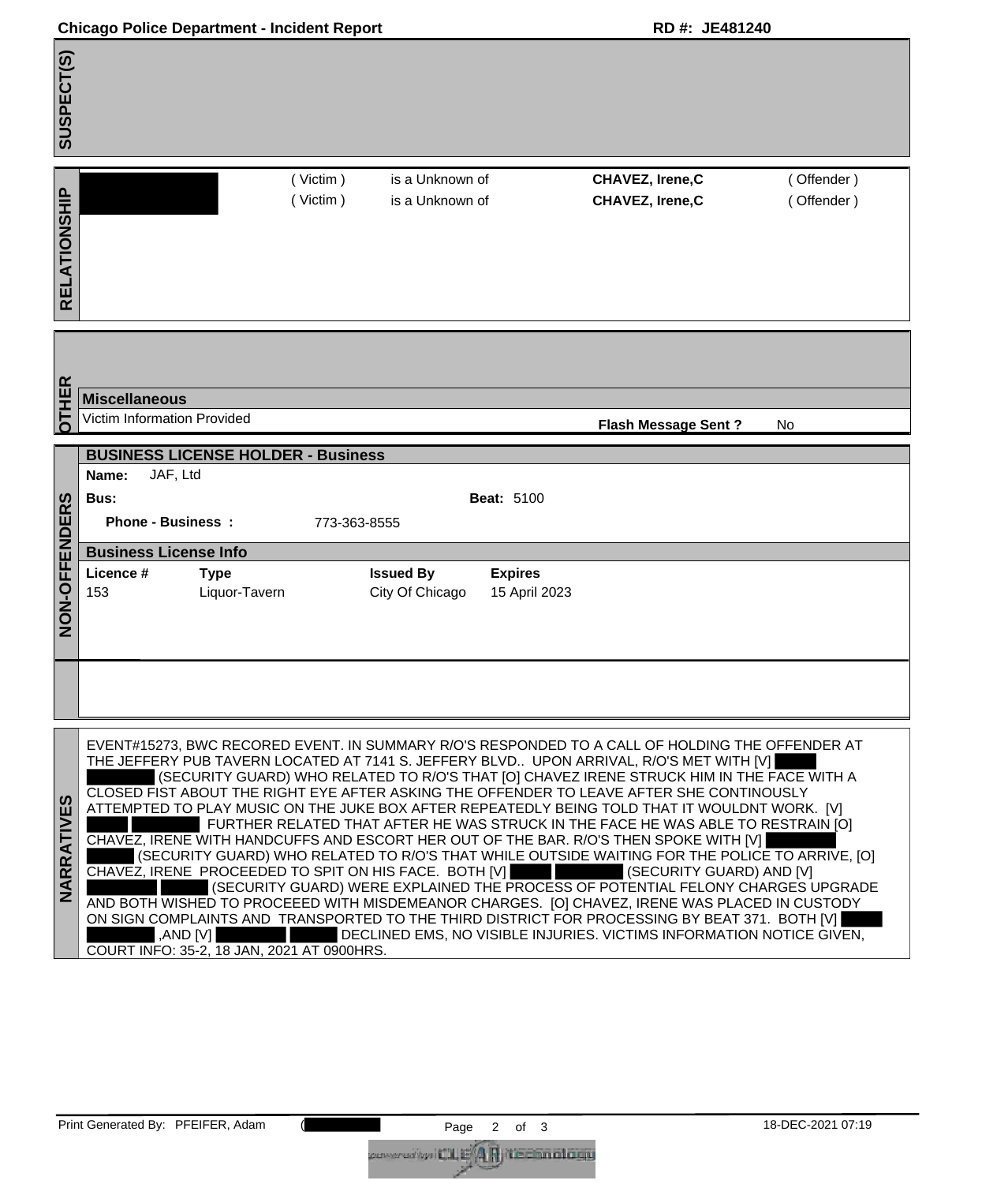Chicago Police Department - Incident Report | RD #: JE481240

## SUSPECT(S)

## RELATIONSHIP

| | | | | |
|---|---|---|---|---|
| [REDACTED] | ( Victim ) | is a Unknown of | **CHAVEZ, Irene,C** | ( Offender ) |
| [REDACTED] | ( Victim ) | is a Unknown of | **CHAVEZ, Irene,C** | ( Offender ) |

## OTHER

**Miscellaneous**

Victim Information Provided

**Flash Message Sent ?** No

## NON-OFFENDERS

**BUSINESS LICENSE HOLDER - Business**

**Name:** JAF, Ltd

**Bus:**

**Beat:** 5100

**Phone - Business :** 773-363-8555

**Business License Info**

| Licence # | Type | Issued By | Expires |
|---|---|---|---|
| 153 | Liquor-Tavern | City Of Chicago | 15 April 2023 |

## NARRATIVES

EVENT#15273, BWC RECORED EVENT. IN SUMMARY R/O'S RESPONDED TO A CALL OF HOLDING THE OFFENDER AT THE JEFFERY PUB TAVERN LOCATED AT 7141 S. JEFFERY BLVD.. UPON ARRIVAL, R/O'S MET WITH [V] [REDACTED] (SECURITY GUARD) WHO RELATED TO R/O'S THAT [O] CHAVEZ IRENE STRUCK HIM IN THE FACE WITH A CLOSED FIST ABOUT THE RIGHT EYE AFTER ASKING THE OFFENDER TO LEAVE AFTER SHE CONTINOUSLY ATTEMPTED TO PLAY MUSIC ON THE JUKE BOX AFTER REPEATEDLY BEING TOLD THAT IT WOULDNT WORK. [V] [REDACTED] FURTHER RELATED THAT AFTER HE WAS STRUCK IN THE FACE HE WAS ABLE TO RESTRAIN [O] CHAVEZ, IRENE WITH HANDCUFFS AND ESCORT HER OUT OF THE BAR. R/O'S THEN SPOKE WITH [V] [REDACTED] (SECURITY GUARD) WHO RELATED TO R/O'S THAT WHILE OUTSIDE WAITING FOR THE POLICE TO ARRIVE, [O] CHAVEZ, IRENE PROCEEDED TO SPIT ON HIS FACE. BOTH [V] [REDACTED] (SECURITY GUARD) AND [V] [REDACTED] (SECURITY GUARD) WERE EXPLAINED THE PROCESS OF POTENTIAL FELONY CHARGES UPGRADE AND BOTH WISHED TO PROCEEED WITH MISDEMEANOR CHARGES. [O] CHAVEZ, IRENE WAS PLACED IN CUSTODY ON SIGN COMPLAINTS AND TRANSPORTED TO THE THIRD DISTRICT FOR PROCESSING BY BEAT 371. BOTH [V] [REDACTED] ,AND [V] [REDACTED] DECLINED EMS, NO VISIBLE INJURIES. VICTIMS INFORMATION NOTICE GIVEN, COURT INFO: 35-2, 18 JAN, 2021 AT 0900HRS.

Print Generated By: PFEIFER, Adam ([REDACTED]) | 18-DEC-2021 07:19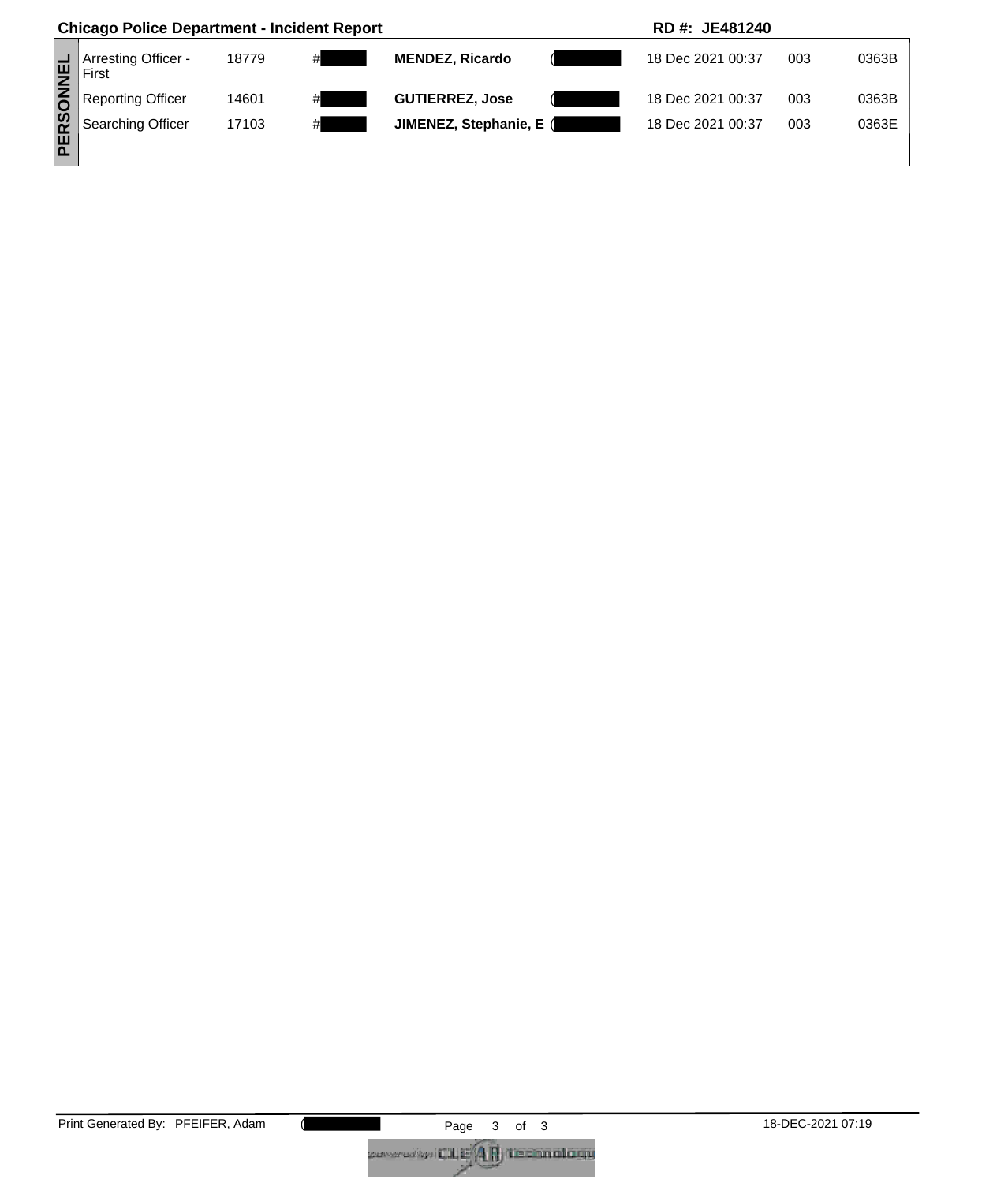**Chicago Police Department - Incident Report** **RD #: JE481240**

| PERSONNEL | | | | | | | |
|---|---|---|---|---|---|---|---|
| Arresting Officer - First | 18779 | # | **MENDEZ, Ricardo** | ( | 18 Dec 2021 00:37 | 003 | 0363B |
| Reporting Officer | 14601 | # | **GUTIERREZ, Jose** | ( | 18 Dec 2021 00:37 | 003 | 0363B |
| Searching Officer | 17103 | # | **JIMENEZ, Stephanie, E** | ( | 18 Dec 2021 00:37 | 003 | 0363E |

Print Generated By: PFEIFER, Adam ( 18-DEC-2021 07:19